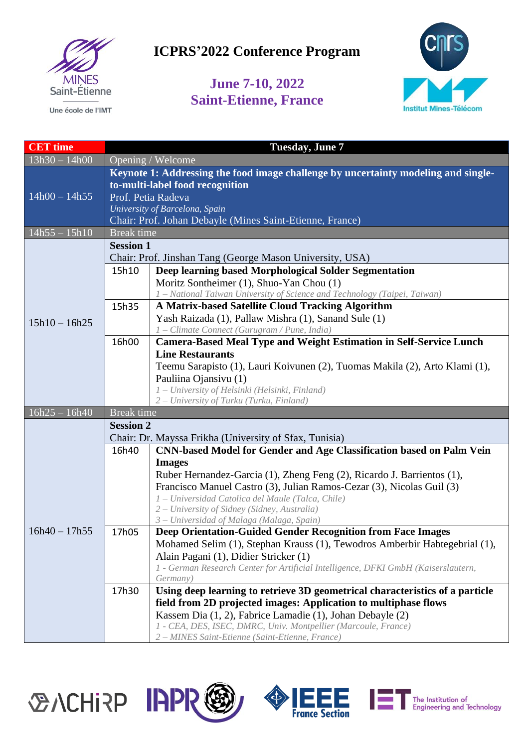# ICPRS'2022 Conference Program

## June 7-10, 2022
## Saint-Etienne, France

| CET time | Tuesday, June 7 | |
|---|---|---|
| 13h30 – 14h00 | Opening / Welcome | |
| 14h00 – 14h55 | **Keynote 1: Addressing the food image challenge by uncertainty modeling and single-to-multi-label food recognition**<br>Prof. Petia Radeva<br>*University of Barcelona, Spain*<br>Chair: Prof. Johan Debayle (Mines Saint-Etienne, France) | |
| 14h55 – 15h10 | Break time | |
| 15h10 – 16h25 | **Session 1**<br>Chair: Prof. Jinshan Tang (George Mason University, USA) | |
| | 15h10 | **Deep learning based Morphological Solder Segmentation**<br>Moritz Sontheimer (1), Shuo-Yan Chou (1)<br>*1 – National Taiwan University of Science and Technology (Taipei, Taiwan)* |
| | 15h35 | **A Matrix-based Satellite Cloud Tracking Algorithm**<br>Yash Raizada (1), Pallaw Mishra (1), Sanand Sule (1)<br>*1 – Climate Connect (Gurugram / Pune, India)* |
| | 16h00 | **Camera-Based Meal Type and Weight Estimation in Self-Service Lunch Line Restaurants**<br>Teemu Sarapisto (1), Lauri Koivunen (2), Tuomas Makila (2), Arto Klami (1), Pauliina Ojansivu (1)<br>*1 – University of Helsinki (Helsinki, Finland)*<br>*2 – University of Turku (Turku, Finland)* |
| 16h25 – 16h40 | Break time | |
| 16h40 – 17h55 | **Session 2**<br>Chair: Dr. Mayssa Frikha (University of Sfax, Tunisia) | |
| | 16h40 | **CNN-based Model for Gender and Age Classification based on Palm Vein Images**<br>Ruber Hernandez-Garcia (1), Zheng Feng (2), Ricardo J. Barrientos (1), Francisco Manuel Castro (3), Julian Ramos-Cezar (3), Nicolas Guil (3)<br>*1 – Universidad Catolica del Maule (Talca, Chile)*<br>*2 – University of Sidney (Sidney, Australia)*<br>*3 – Universidad of Malaga (Malaga, Spain)* |
| | 17h05 | **Deep Orientation-Guided Gender Recognition from Face Images**<br>Mohamed Selim (1), Stephan Krauss (1), Tewodros Amberbir Habtegebrial (1), Alain Pagani (1), Didier Stricker (1)<br>*1 - German Research Center for Artificial Intelligence, DFKI GmbH (Kaiserslautern, Germany)* |
| | 17h30 | **Using deep learning to retrieve 3D geometrical characteristics of a particle field from 2D projected images: Application to multiphase flows**<br>Kassem Dia (1, 2), Fabrice Lamadie (1), Johan Debayle (2)<br>*1 - CEA, DES, ISEC, DMRC, Univ. Montpellier (Marcoule, France)*<br>*2 – MINES Saint-Etienne (Saint-Etienne, France)* |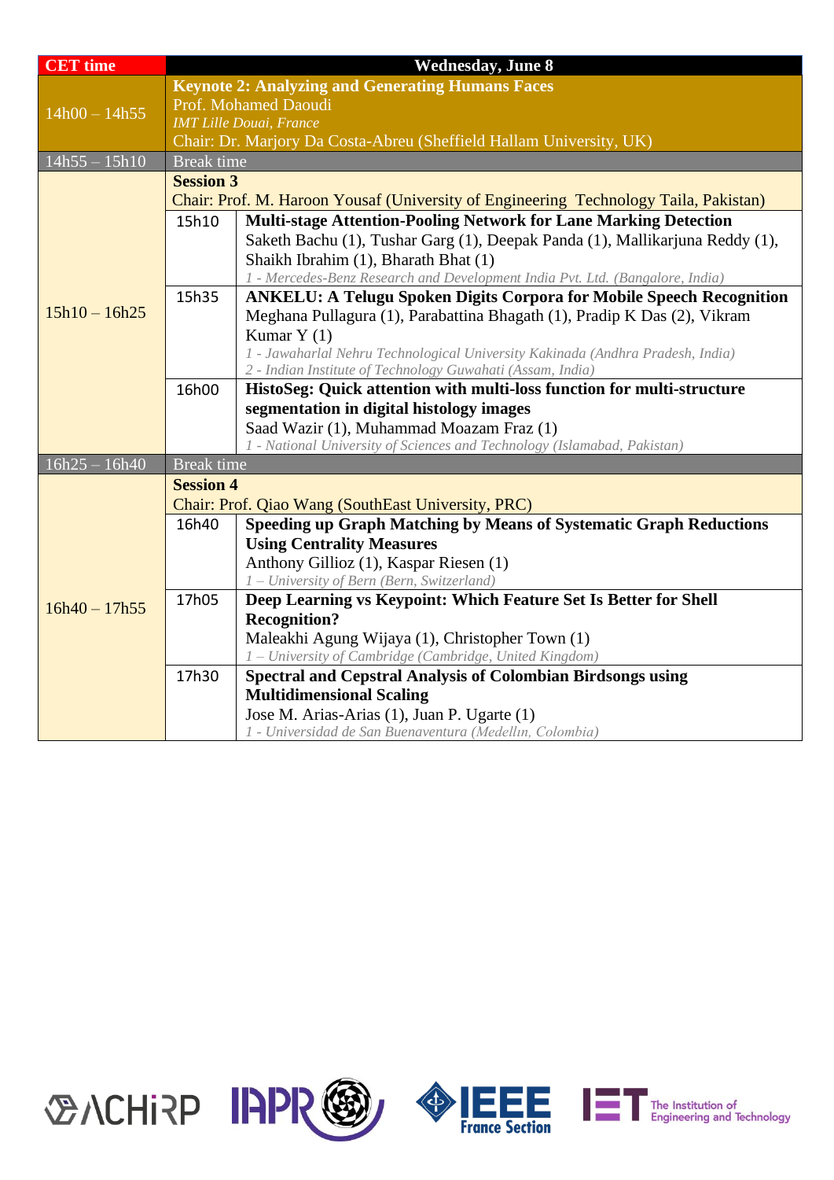| CET time | Wednesday, June 8 | |
|---|---|---|
| 14h00 – 14h55 | **Keynote 2: Analyzing and Generating Humans Faces**<br>Prof. Mohamed Daoudi<br>*IMT Lille Douai, France*<br>Chair: Dr. Marjory Da Costa-Abreu (Sheffield Hallam University, UK) | |
| 14h55 – 15h10 | Break time | |
| 15h10 – 16h25 | **Session 3**<br>Chair: Prof. M. Haroon Yousaf (University of Engineering Technology Taila, Pakistan) | |
| | 15h10 | **Multi-stage Attention-Pooling Network for Lane Marking Detection**<br>Saketh Bachu (1), Tushar Garg (1), Deepak Panda (1), Mallikarjuna Reddy (1), Shaikh Ibrahim (1), Bharath Bhat (1)<br>*1 - Mercedes-Benz Research and Development India Pvt. Ltd. (Bangalore, India)* |
| | 15h35 | **ANKELU: A Telugu Spoken Digits Corpora for Mobile Speech Recognition**<br>Meghana Pullagura (1), Parabattina Bhagath (1), Pradip K Das (2), Vikram Kumar Y (1)<br>*1 - Jawaharlal Nehru Technological University Kakinada (Andhra Pradesh, India)*<br>*2 - Indian Institute of Technology Guwahati (Assam, India)* |
| | 16h00 | **HistoSeg: Quick attention with multi-loss function for multi-structure segmentation in digital histology images**<br>Saad Wazir (1), Muhammad Moazam Fraz (1)<br>*1 - National University of Sciences and Technology (Islamabad, Pakistan)* |
| 16h25 – 16h40 | Break time | |
| 16h40 – 17h55 | **Session 4**<br>Chair: Prof. Qiao Wang (SouthEast University, PRC) | |
| | 16h40 | **Speeding up Graph Matching by Means of Systematic Graph Reductions Using Centrality Measures**<br>Anthony Gillioz (1), Kaspar Riesen (1)<br>*1 – University of Bern (Bern, Switzerland)* |
| | 17h05 | **Deep Learning vs Keypoint: Which Feature Set Is Better for Shell Recognition?**<br>Maleakhi Agung Wijaya (1), Christopher Town (1)<br>*1 – University of Cambridge (Cambridge, United Kingdom)* |
| | 17h30 | **Spectral and Cepstral Analysis of Colombian Birdsongs using Multidimensional Scaling**<br>Jose M. Arias-Arias (1), Juan P. Ugarte (1)<br>*1 - Universidad de San Buenaventura (Medellın, Colombia)* |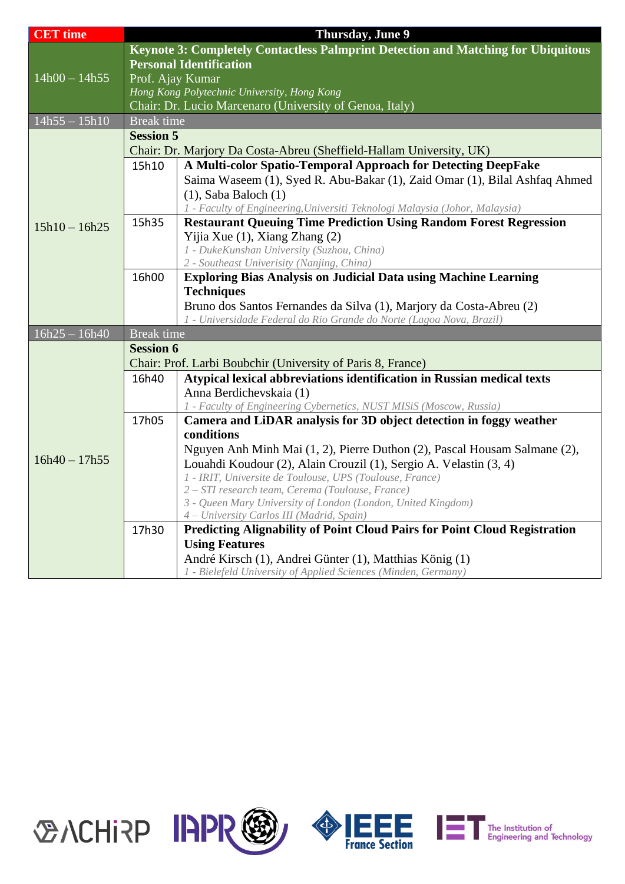| CET time | Thursday, June 9 | |
|---|---|---|
| 14h00 – 14h55 | **Keynote 3: Completely Contactless Palmprint Detection and Matching for Ubiquitous Personal Identification**<br>Prof. Ajay Kumar<br>*Hong Kong Polytechnic University, Hong Kong*<br>Chair: Dr. Lucio Marcenaro (University of Genoa, Italy) | |
| 14h55 – 15h10 | Break time | |
| 15h10 – 16h25 | **Session 5**<br>Chair: Dr. Marjory Da Costa-Abreu (Sheffield-Hallam University, UK) | |
| | 15h10 | **A Multi-color Spatio-Temporal Approach for Detecting DeepFake**<br>Saima Waseem (1), Syed R. Abu-Bakar (1), Zaid Omar (1), Bilal Ashfaq Ahmed (1), Saba Baloch (1)<br>*1 - Faculty of Engineering,Universiti Teknologi Malaysia (Johor, Malaysia)* |
| | 15h35 | **Restaurant Queuing Time Prediction Using Random Forest Regression**<br>Yijia Xue (1), Xiang Zhang (2)<br>*1 - DukeKunshan University (Suzhou, China)*<br>*2 - Southeast Univerisity (Nanjing, China)* |
| | 16h00 | **Exploring Bias Analysis on Judicial Data using Machine Learning Techniques**<br>Bruno dos Santos Fernandes da Silva (1), Marjory da Costa-Abreu (2)<br>*1 - Universidade Federal do Rio Grande do Norte (Lagoa Nova, Brazil)* |
| 16h25 – 16h40 | Break time | |
| 16h40 – 17h55 | **Session 6**<br>Chair: Prof. Larbi Boubchir (University of Paris 8, France) | |
| | 16h40 | **Atypical lexical abbreviations identification in Russian medical texts**<br>Anna Berdichevskaia (1)<br>*1 - Faculty of Engineering Cybernetics, NUST MISiS (Moscow, Russia)* |
| | 17h05 | **Camera and LiDAR analysis for 3D object detection in foggy weather conditions**<br>Nguyen Anh Minh Mai (1, 2), Pierre Duthon (2), Pascal Housam Salmane (2), Louahdi Koudour (2), Alain Crouzil (1), Sergio A. Velastin (3, 4)<br>*1 - IRIT, Universite de Toulouse, UPS (Toulouse, France)*<br>*2 – STI research team, Cerema (Toulouse, France)*<br>*3 - Queen Mary University of London (London, United Kingdom)*<br>*4 – University Carlos III (Madrid, Spain)* |
| | 17h30 | **Predicting Alignability of Point Cloud Pairs for Point Cloud Registration Using Features**<br>André Kirsch (1), Andrei Günter (1), Matthias König (1)<br>*1 - Bielefeld University of Applied Sciences (Minden, Germany)* |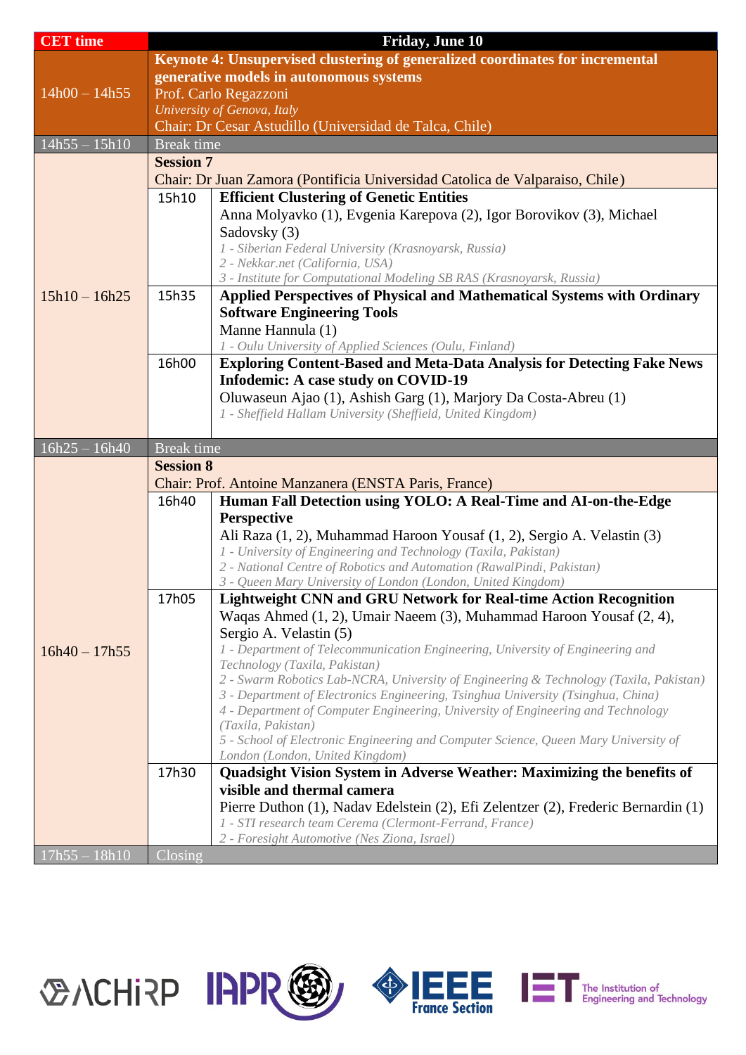| CET time | Friday, June 10 | |
|---|---|---|
| 14h00 – 14h55 | **Keynote 4: Unsupervised clustering of generalized coordinates for incremental generative models in autonomous systems**<br>Prof. Carlo Regazzoni<br>*University of Genova, Italy*<br>Chair: Dr Cesar Astudillo (Universidad de Talca, Chile) | |
| 14h55 – 15h10 | Break time | |
| 15h10 – 16h25 | **Session 7**<br>Chair: Dr Juan Zamora (Pontificia Universidad Catolica de Valparaiso, Chile) | |
| | 15h10 | **Efficient Clustering of Genetic Entities**<br>Anna Molyavko (1), Evgenia Karepova (2), Igor Borovikov (3), Michael Sadovsky (3)<br>*1 - Siberian Federal University (Krasnoyarsk, Russia)*<br>*2 - Nekkar.net (California, USA)*<br>*3 - Institute for Computational Modeling SB RAS (Krasnoyarsk, Russia)* |
| | 15h35 | **Applied Perspectives of Physical and Mathematical Systems with Ordinary Software Engineering Tools**<br>Manne Hannula (1)<br>*1 - Oulu University of Applied Sciences (Oulu, Finland)* |
| | 16h00 | **Exploring Content-Based and Meta-Data Analysis for Detecting Fake News Infodemic: A case study on COVID-19**<br>Oluwaseun Ajao (1), Ashish Garg (1), Marjory Da Costa-Abreu (1)<br>*1 - Sheffield Hallam University (Sheffield, United Kingdom)* |
| 16h25 – 16h40 | Break time | |
| 16h40 – 17h55 | **Session 8**<br>Chair: Prof. Antoine Manzanera (ENSTA Paris, France) | |
| | 16h40 | **Human Fall Detection using YOLO: A Real-Time and AI-on-the-Edge Perspective**<br>Ali Raza (1, 2), Muhammad Haroon Yousaf (1, 2), Sergio A. Velastin (3)<br>*1 - University of Engineering and Technology (Taxila, Pakistan)*<br>*2 - National Centre of Robotics and Automation (RawalPindi, Pakistan)*<br>*3 - Queen Mary University of London (London, United Kingdom)* |
| | 17h05 | **Lightweight CNN and GRU Network for Real-time Action Recognition**<br>Waqas Ahmed (1, 2), Umair Naeem (3), Muhammad Haroon Yousaf (2, 4), Sergio A. Velastin (5)<br>*1 - Department of Telecommunication Engineering, University of Engineering and Technology (Taxila, Pakistan)*<br>*2 - Swarm Robotics Lab-NCRA, University of Engineering & Technology (Taxila, Pakistan)*<br>*3 - Department of Electronics Engineering, Tsinghua University (Tsinghua, China)*<br>*4 - Department of Computer Engineering, University of Engineering and Technology (Taxila, Pakistan)*<br>*5 - School of Electronic Engineering and Computer Science, Queen Mary University of London (London, United Kingdom)* |
| | 17h30 | **Quadsight Vision System in Adverse Weather: Maximizing the benefits of visible and thermal camera**<br>Pierre Duthon (1), Nadav Edelstein (2), Efi Zelentzer (2), Frederic Bernardin (1)<br>*1 - STI research team Cerema (Clermont-Ferrand, France)*<br>*2 - Foresight Automotive (Nes Ziona, Israel)* |
| 17h55 – 18h10 | Closing | |

ACHiRP IAPR IEEE France Section IET The Institution of Engineering and Technology